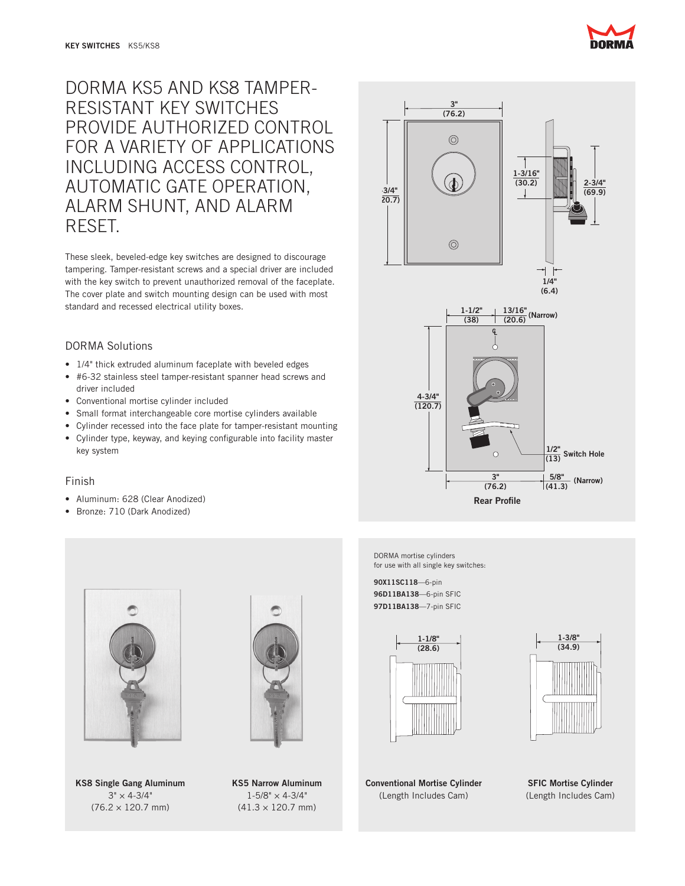# DORMA KS5 AND KS8 TAMPER-RESISTANT KEY SWITCHES PROVIDE AUTHORIZED CONTROL FOR A VARIETY OF APPLICATIONS INCLUDING ACCESS CONTROL, AUTOMATIC GATE OPERATION, ALARM SHUNT, AND ALARM RESET.

These sleek, beveled-edge key switches are designed to discourage tampering. Tamper-resistant screws and a special driver are included with the key switch to prevent unauthorized removal of the faceplate. The cover plate and switch mounting design can be used with most standard and recessed electrical utility boxes.

## DORMA Solutions

- 1/4" thick extruded aluminum faceplate with beveled edges
- #6-32 stainless steel tamper-resistant spanner head screws and driver included
- Conventional mortise cylinder included
- Small format interchangeable core mortise cylinders available
- Cylinder recessed into the face plate for tamper-resistant mounting
- Cylinder type, keyway, and keying configurable into facility master key system

## Finish

- Aluminum: 628 (Clear Anodized)
- Bronze: 710 (Dark Anodized)

3" (76.2)

4-3/4" (120.7)

1-3/16" (30.2)

2-3/4" (69.9)

1/4" (6.4)

1-1/2" (38)

13/16" (20.6) (Narrow)

4-3/4" (120.7)

1/2" (13) Switch Hole

3" (76.2)

5/8" (41.3) (Narrow)

Rear Profile

**KS8 Single Gang Aluminum**
3" × 4-3/4"
(76.2 × 120.7 mm)

**KS5 Narrow Aluminum**
1-5/8" × 4-3/4"
(41.3 × 120.7 mm)

DORMA mortise cylinders for use with all single key switches:

**90X11SC118**—6-pin
**96D11BA138**—6-pin SFIC
**97D11BA138**—7-pin SFIC

1-1/8" (28.6)

1-3/8" (34.9)

**Conventional Mortise Cylinder**
(Length Includes Cam)

**SFIC Mortise Cylinder**
(Length Includes Cam)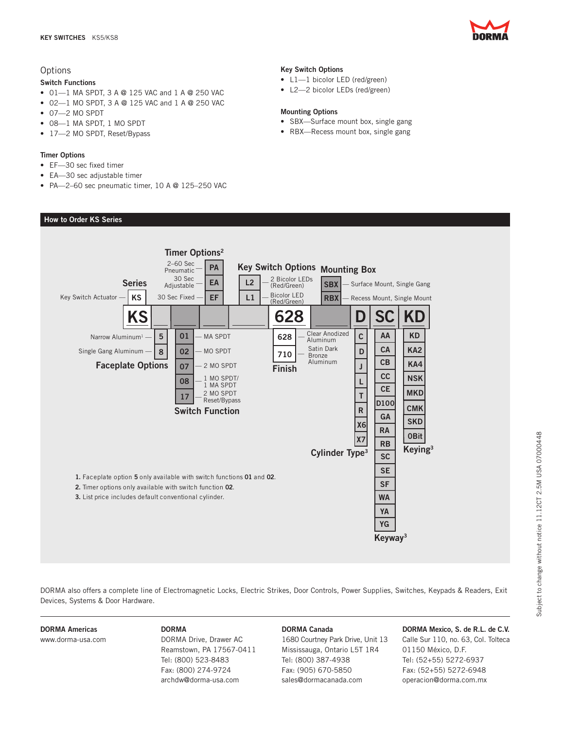## Options

### Switch Functions

- 01—1 MA SPDT, 3 A @ 125 VAC and 1 A @ 250 VAC
- 02—1 MO SPDT, 3 A @ 125 VAC and 1 A @ 250 VAC
- 07—2 MO SPDT
- 08—1 MA SPDT, 1 MO SPDT
- 17—2 MO SPDT, Reset/Bypass

### Timer Options

- EF—30 sec fixed timer
- EA—30 sec adjustable timer
- PA—2–60 sec pneumatic timer, 10 A @ 125–250 VAC

### Key Switch Options

- L1—1 bicolor LED (red/green)
- L2—2 bicolor LEDs (red/green)

### Mounting Options

- SBX—Surface mount box, single gang
- RBX—Recess mount box, single gang

## How to Order KS Series

Example: KS _ _ _ _ 628 _ D SC KD

**Series**
- KS — Key Switch Actuator

**Faceplate Options**
- 5 — Narrow Aluminum[1]
- 8 — Single Gang Aluminum

**Timer Options[2]**
- PA — 2–60 Sec Pneumatic
- EA — 30 Sec Adjustable
- EF — 30 Sec Fixed

**Switch Function**
- 01 — MA SPDT
- 02 — MO SPDT
- 07 — 2 MO SPDT
- 08 — 1 MO SPDT/ 1 MA SPDT
- 17 — 2 MO SPDT Reset/Bypass

**Key Switch Options**
- L2 — 2 Bicolor LEDs (Red/Green)
- L1 — Bicolor LED (Red/Green)

**Finish**
- 628 — Clear Anodized Aluminum
- 710 — Satin Dark Bronze Aluminum

**Mounting Box**
- SBX — Surface Mount, Single Gang
- RBX — Recess Mount, Single Mount

**Cylinder Type[3]**
- C, D, J, L, T, R, X6, X7

**Keyway[3]**
- AA, CA, CB, CC, CE, D100, GA, RA, RB, SC, SE, SF, WA, YA, YG

**Keying[3]**
- KD, KA2, KA4, NSK, MKD, CMK, SKD, OBit

1. Faceplate option **5** only available with switch functions **01** and **02**.
2. Timer options only available with switch function **02**.
3. List price includes default conventional cylinder.

DORMA also offers a complete line of Electromagnetic Locks, Electric Strikes, Door Controls, Power Supplies, Switches, Keypads & Readers, Exit Devices, Systems & Door Hardware.

**DORMA Americas**
www.dorma-usa.com

**DORMA**
DORMA Drive, Drawer AC
Reamstown, PA 17567-0411
Tel: (800) 523-8483
Fax: (800) 274-9724
archdw@dorma-usa.com

**DORMA Canada**
1680 Courtney Park Drive, Unit 13
Mississauga, Ontario L5T 1R4
Tel: (800) 387-4938
Fax: (905) 670-5850
sales@dormacanada.com

**DORMA Mexico, S. de R.L. de C.V.**
Calle Sur 110, no. 63, Col. Tolteca
01150 México, D.F.
Tel: (52+55) 5272-6937
Fax: (52+55) 5272-6948
operacion@dorma.com.mx

Subject to change without notice 11.12CT 2.5M USA 07000448